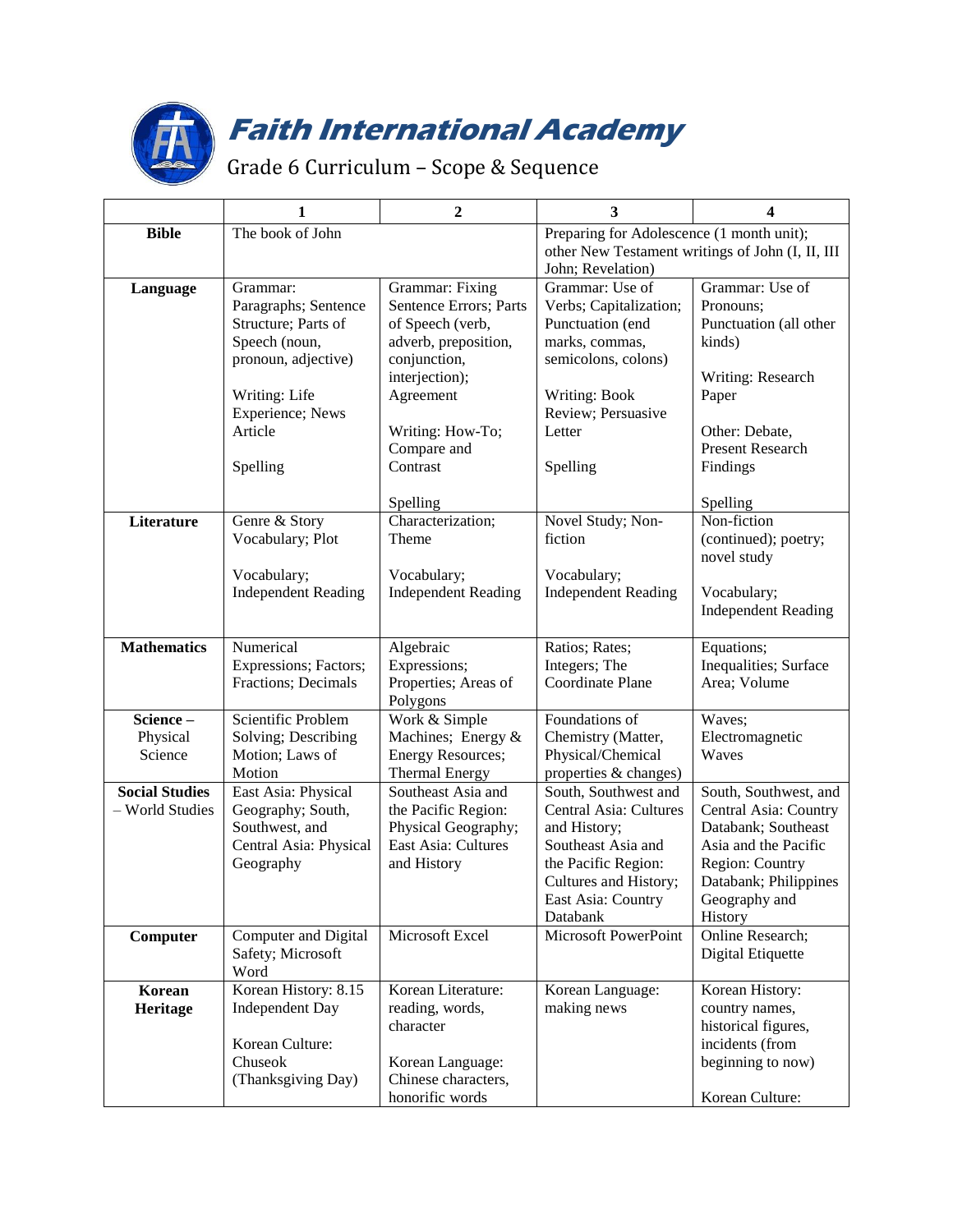# Faith International Academy

## Grade 6 Curriculum – Scope & Sequence

| | 1 | 2 | 3 | 4 |
|---|---|---|---|---|
| **Bible** | The book of John | | Preparing for Adolescence (1 month unit); other New Testament writings of John (I, II, III John; Revelation) | |
| **Language** | Grammar: Paragraphs; Sentence Structure; Parts of Speech (noun, pronoun, adjective)<br><br>Writing: Life Experience; News Article<br><br>Spelling | Grammar: Fixing Sentence Errors; Parts of Speech (verb, adverb, preposition, conjunction, interjection); Agreement<br><br>Writing: How-To; Compare and Contrast<br><br>Spelling | Grammar: Use of Verbs; Capitalization; Punctuation (end marks, commas, semicolons, colons)<br><br>Writing: Book Review; Persuasive Letter<br><br>Spelling | Grammar: Use of Pronouns; Punctuation (all other kinds)<br><br>Writing: Research Paper<br><br>Other: Debate, Present Research Findings<br><br>Spelling |
| **Literature** | Genre & Story Vocabulary; Plot<br><br>Vocabulary; Independent Reading | Characterization; Theme<br><br>Vocabulary; Independent Reading | Novel Study; Non-fiction<br><br>Vocabulary; Independent Reading | Non-fiction (continued); poetry; novel study<br><br>Vocabulary; Independent Reading |
| **Mathematics** | Numerical Expressions; Factors; Fractions; Decimals | Algebraic Expressions; Properties; Areas of Polygons | Ratios; Rates; Integers; The Coordinate Plane | Equations; Inequalities; Surface Area; Volume |
| **Science –** Physical Science | Scientific Problem Solving; Describing Motion; Laws of Motion | Work & Simple Machines; Energy & Energy Resources; Thermal Energy | Foundations of Chemistry (Matter, Physical/Chemical properties & changes) | Waves; Electromagnetic Waves |
| **Social Studies** – World Studies | East Asia: Physical Geography; South, Southwest, and Central Asia: Physical Geography | Southeast Asia and the Pacific Region: Physical Geography; East Asia: Cultures and History | South, Southwest and Central Asia: Cultures and History; Southeast Asia and the Pacific Region: Cultures and History; East Asia: Country Databank | South, Southwest, and Central Asia: Country Databank; Southeast Asia and the Pacific Region: Country Databank; Philippines Geography and History |
| **Computer** | Computer and Digital Safety; Microsoft Word | Microsoft Excel | Microsoft PowerPoint | Online Research; Digital Etiquette |
| **Korean Heritage** | Korean History: 8.15 Independent Day<br><br>Korean Culture: Chuseok (Thanksgiving Day) | Korean Literature: reading, words, character<br><br>Korean Language: Chinese characters, honorific words | Korean Language: making news | Korean History: country names, historical figures, incidents (from beginning to now)<br><br>Korean Culture: |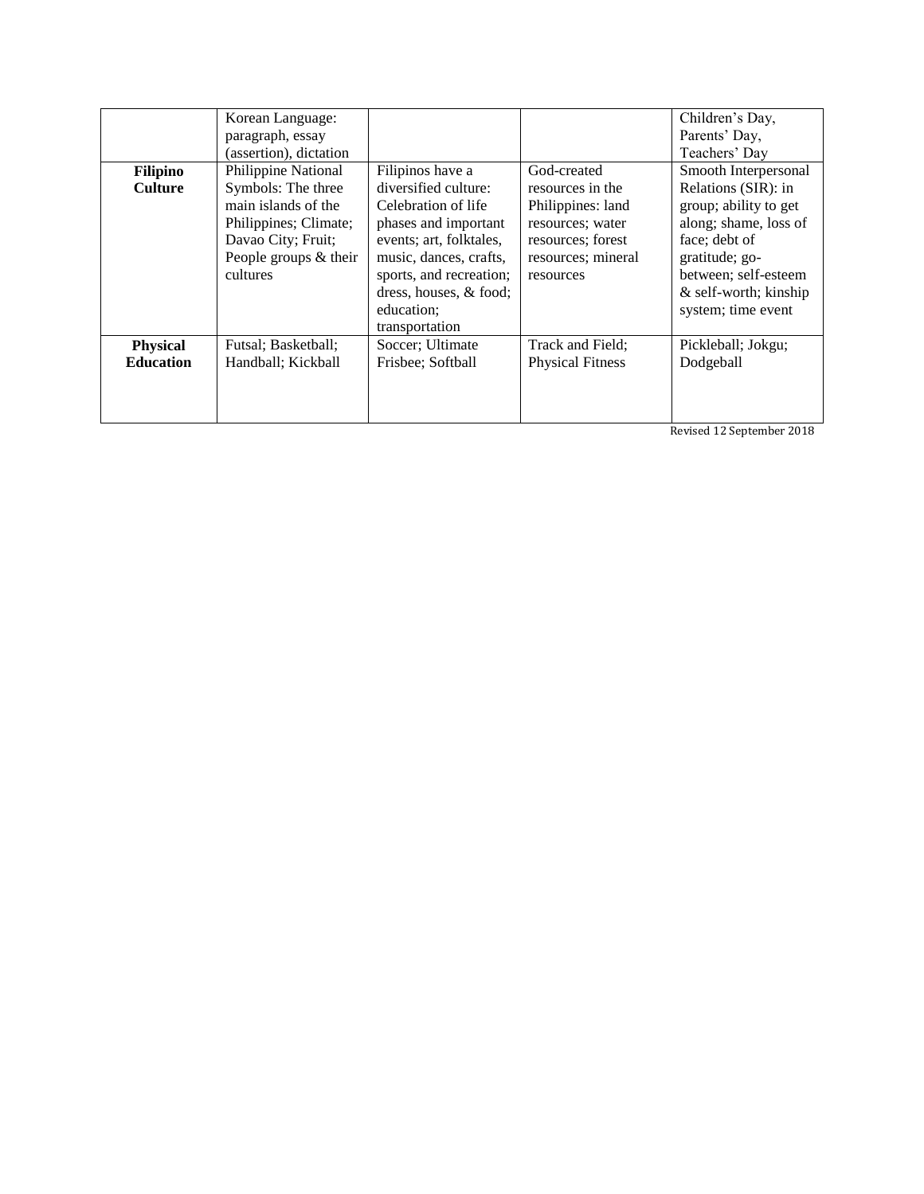| | | | | |
|---|---|---|---|---|
| | Korean Language: paragraph, essay (assertion), dictation | | | Children's Day, Parents' Day, Teachers' Day |
| **Filipino Culture** | Philippine National Symbols: The three main islands of the Philippines; Climate; Davao City; Fruit; People groups & their cultures | Filipinos have a diversified culture: Celebration of life phases and important events; art, folktales, music, dances, crafts, sports, and recreation; dress, houses, & food; education; transportation | God-created resources in the Philippines: land resources; water resources; forest resources; mineral resources | Smooth Interpersonal Relations (SIR): in group; ability to get along; shame, loss of face; debt of gratitude; go-between; self-esteem & self-worth; kinship system; time event |
| **Physical Education** | Futsal; Basketball; Handball; Kickball | Soccer; Ultimate Frisbee; Softball | Track and Field; Physical Fitness | Pickleball; Jokgu; Dodgeball |

Revised 12 September 2018